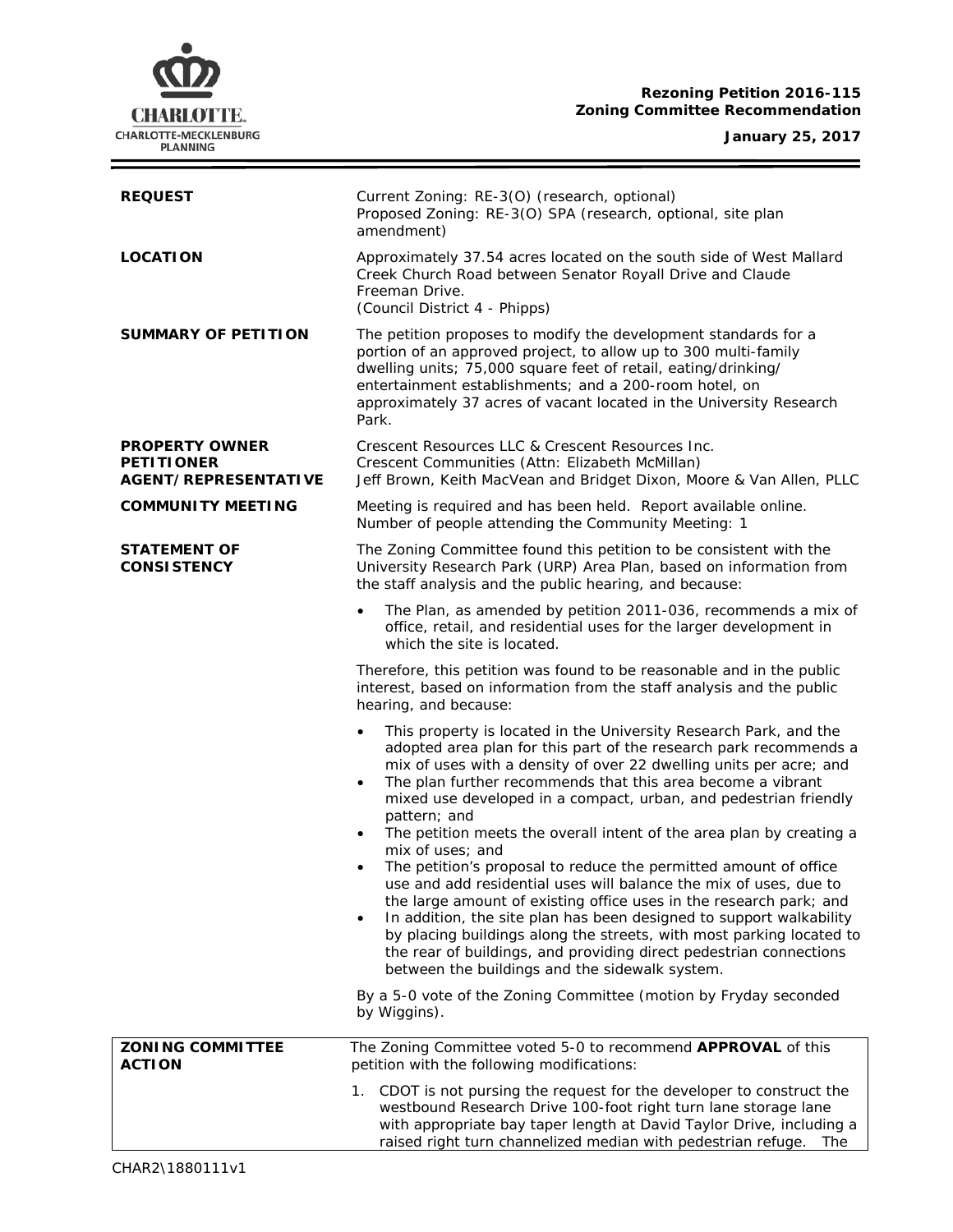**Rezoning Petition 2016-115**
**Zoning Committee Recommendation**

**January 25, 2017**

| | |
|---|---|
| **REQUEST** | Current Zoning: RE-3(O) (research, optional)<br>Proposed Zoning: RE-3(O) SPA (research, optional, site plan amendment) |
| **LOCATION** | Approximately 37.54 acres located on the south side of West Mallard Creek Church Road between Senator Royall Drive and Claude Freeman Drive.<br>(Council District 4 - Phipps) |
| **SUMMARY OF PETITION** | The petition proposes to modify the development standards for a portion of an approved project, to allow up to 300 multi-family dwelling units; 75,000 square feet of retail, eating/drinking/ entertainment establishments; and a 200-room hotel, on approximately 37 acres of vacant located in the University Research Park. |
| **PROPERTY OWNER**<br>**PETITIONER**<br>**AGENT/REPRESENTATIVE** | Crescent Resources LLC & Crescent Resources Inc.<br>Crescent Communities (Attn: Elizabeth McMillan)<br>Jeff Brown, Keith MacVean and Bridget Dixon, Moore & Van Allen, PLLC |
| **COMMUNITY MEETING** | Meeting is required and has been held. Report available online.<br>Number of people attending the Community Meeting: 1 |
| **STATEMENT OF CONSISTENCY** | The Zoning Committee found this petition to be consistent with the University Research Park (URP) Area Plan, based on information from the staff analysis and the public hearing, and because:<br><br>• The Plan, as amended by petition 2011-036, recommends a mix of office, retail, and residential uses for the larger development in which the site is located.<br><br>Therefore, this petition was found to be reasonable and in the public interest, based on information from the staff analysis and the public hearing, and because:<br><br>• This property is located in the University Research Park, and the adopted area plan for this part of the research park recommends a mix of uses with a density of over 22 dwelling units per acre; and<br>• The plan further recommends that this area become a vibrant mixed use developed in a compact, urban, and pedestrian friendly pattern; and<br>• The petition meets the overall intent of the area plan by creating a mix of uses; and<br>• The petition's proposal to reduce the permitted amount of office use and add residential uses will balance the mix of uses, due to the large amount of existing office uses in the research park; and<br>• In addition, the site plan has been designed to support walkability by placing buildings along the streets, with most parking located to the rear of buildings, and providing direct pedestrian connections between the buildings and the sidewalk system.<br><br>By a 5-0 vote of the Zoning Committee (motion by Fryday seconded by Wiggins). |

| | |
|---|---|
| **ZONING COMMITTEE ACTION** | The Zoning Committee voted 5-0 to recommend **APPROVAL** of this petition with the following modifications:<br><br>1. CDOT is not pursing the request for the developer to construct the westbound Research Drive 100-foot right turn lane storage lane with appropriate bay taper length at David Taylor Drive, including a raised right turn channelized median with pedestrian refuge. The |

CHAR2\1880111v1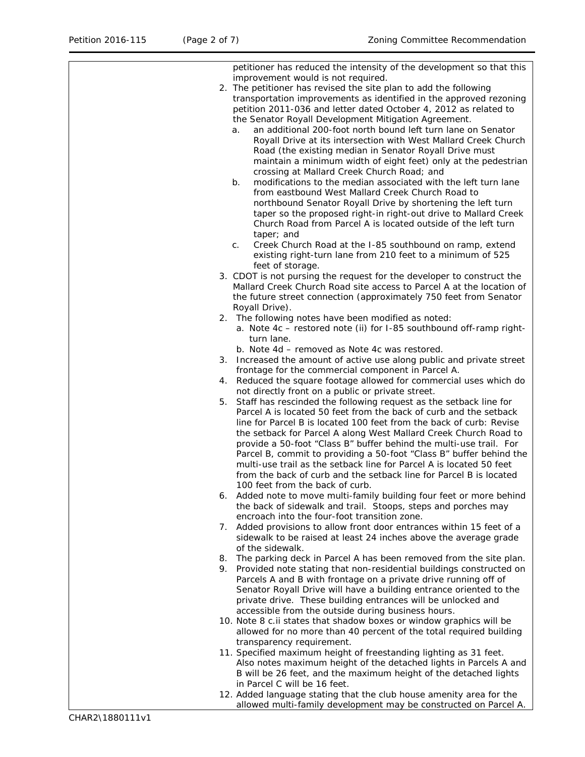petitioner has reduced the intensity of the development so that this improvement would is not required.

2. The petitioner has revised the site plan to add the following transportation improvements as identified in the approved rezoning petition 2011-036 and letter dated October 4, 2012 as related to the Senator Royall Development Mitigation Agreement.
   a. an additional 200-foot north bound left turn lane on Senator Royall Drive at its intersection with West Mallard Creek Church Road (the existing median in Senator Royall Drive must maintain a minimum width of eight feet) only at the pedestrian crossing at Mallard Creek Church Road; and
   b. modifications to the median associated with the left turn lane from eastbound West Mallard Creek Church Road to northbound Senator Royall Drive by shortening the left turn taper so the proposed right-in right-out drive to Mallard Creek Church Road from Parcel A is located outside of the left turn taper; and
   c. Creek Church Road at the I-85 southbound on ramp, extend existing right-turn lane from 210 feet to a minimum of 525 feet of storage.
3. CDOT is not pursing the request for the developer to construct the Mallard Creek Church Road site access to Parcel A at the location of the future street connection (approximately 750 feet from Senator Royall Drive).

2. The following notes have been modified as noted:
   a. Note 4c – restored note (ii) for I-85 southbound off-ramp right-turn lane.
   b. Note 4d – removed as Note 4c was restored.
3. Increased the amount of active use along public and private street frontage for the commercial component in Parcel A.
4. Reduced the square footage allowed for commercial uses which do not directly front on a public or private street.
5. Staff has rescinded the following request as the setback line for Parcel A is located 50 feet from the back of curb and the setback line for Parcel B is located 100 feet from the back of curb: Revise the setback for Parcel A along West Mallard Creek Church Road to provide a 50-foot "Class B" buffer behind the multi-use trail. For Parcel B, commit to providing a 50-foot "Class B" buffer behind the multi-use trail as the setback line for Parcel A is located 50 feet from the back of curb and the setback line for Parcel B is located 100 feet from the back of curb.
6. Added note to move multi-family building four feet or more behind the back of sidewalk and trail. Stoops, steps and porches may encroach into the four-foot transition zone.
7. Added provisions to allow front door entrances within 15 feet of a sidewalk to be raised at least 24 inches above the average grade of the sidewalk.
8. The parking deck in Parcel A has been removed from the site plan.
9. Provided note stating that non-residential buildings constructed on Parcels A and B with frontage on a private drive running off of Senator Royall Drive will have a building entrance oriented to the private drive. These building entrances will be unlocked and accessible from the outside during business hours.
10. Note 8 c.ii states that shadow boxes or window graphics will be allowed for no more than 40 percent of the total required building transparency requirement.
11. Specified maximum height of freestanding lighting as 31 feet. Also notes maximum height of the detached lights in Parcels A and B will be 26 feet, and the maximum height of the detached lights in Parcel C will be 16 feet.
12. Added language stating that the club house amenity area for the allowed multi-family development may be constructed on Parcel A.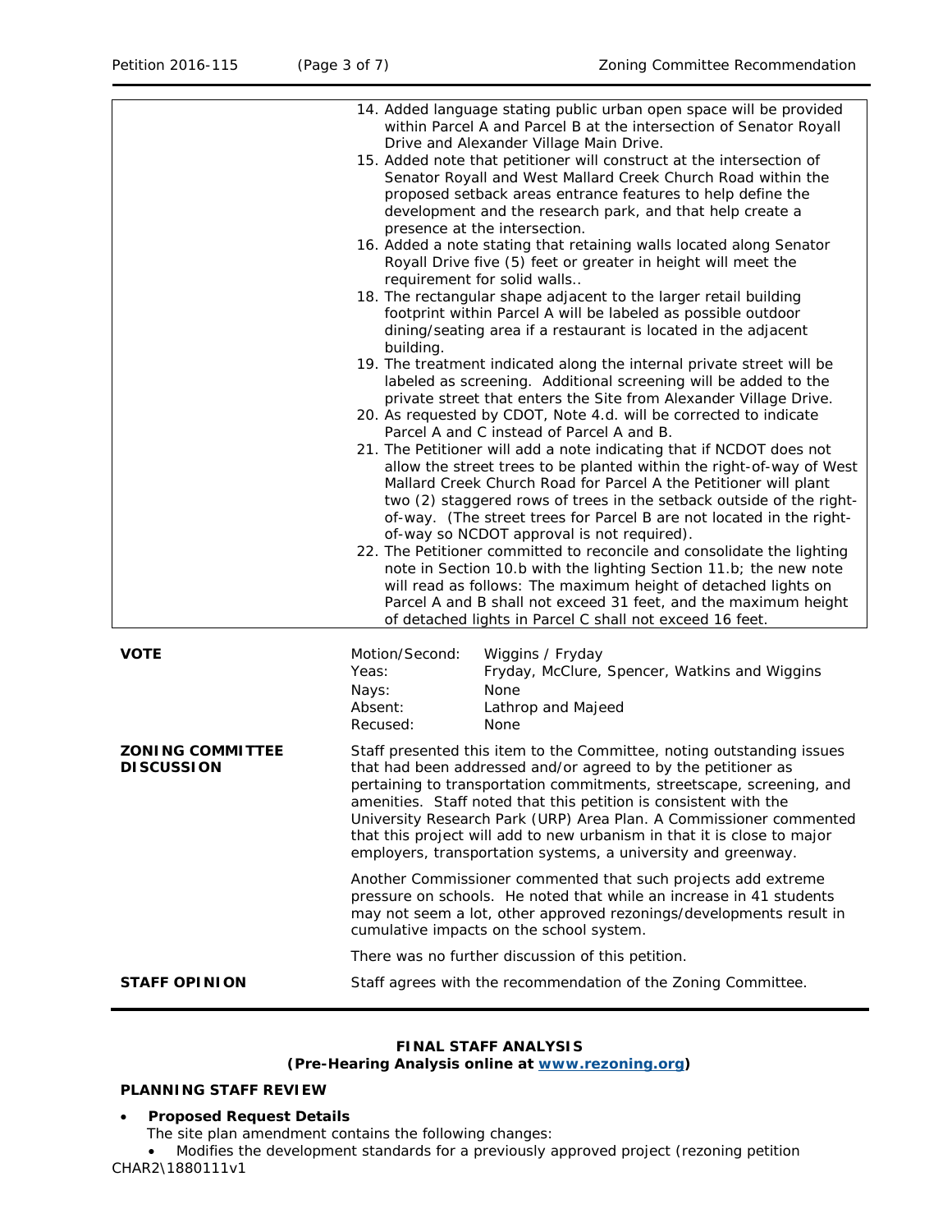| | |
|---|---|
| | 14. Added language stating public urban open space will be provided within Parcel A and Parcel B at the intersection of Senator Royall Drive and Alexander Village Main Drive.<br>15. Added note that petitioner will construct at the intersection of Senator Royall and West Mallard Creek Church Road within the proposed setback areas entrance features to help define the development and the research park, and that help create a presence at the intersection.<br>16. Added a note stating that retaining walls located along Senator Royall Drive five (5) feet or greater in height will meet the requirement for solid walls..<br>18. The rectangular shape adjacent to the larger retail building footprint within Parcel A will be labeled as possible outdoor dining/seating area if a restaurant is located in the adjacent building.<br>19. The treatment indicated along the internal private street will be labeled as screening. Additional screening will be added to the private street that enters the Site from Alexander Village Drive.<br>20. As requested by CDOT, Note 4.d. will be corrected to indicate Parcel A and C instead of Parcel A and B.<br>21. The Petitioner will add a note indicating that if NCDOT does not allow the street trees to be planted within the right-of-way of West Mallard Creek Church Road for Parcel A the Petitioner will plant two (2) staggered rows of trees in the setback outside of the right-of-way. (The street trees for Parcel B are not located in the right-of-way so NCDOT approval is not required).<br>22. The Petitioner committed to reconcile and consolidate the lighting note in Section 10.b with the lighting Section 11.b; the new note will read as follows: The maximum height of detached lights on Parcel A and B shall not exceed 31 feet, and the maximum height of detached lights in Parcel C shall not exceed 16 feet. |

**VOTE**

| | |
|---|---|
| Motion/Second: | Wiggins / Fryday |
| Yeas: | Fryday, McClure, Spencer, Watkins and Wiggins |
| Nays: | None |
| Absent: | Lathrop and Majeed |
| Recused: | None |

**ZONING COMMITTEE DISCUSSION**

Staff presented this item to the Committee, noting outstanding issues that had been addressed and/or agreed to by the petitioner as pertaining to transportation commitments, streetscape, screening, and amenities. Staff noted that this petition is consistent with the University Research Park (URP) Area Plan. A Commissioner commented that this project will add to new urbanism in that it is close to major employers, transportation systems, a university and greenway.

Another Commissioner commented that such projects add extreme pressure on schools. He noted that while an increase in 41 students may not seem a lot, other approved rezonings/developments result in cumulative impacts on the school system.

There was no further discussion of this petition.

**STAFF OPINION**

Staff agrees with the recommendation of the Zoning Committee.

**FINAL STAFF ANALYSIS**
**(Pre-Hearing Analysis online at [www.rezoning.org](www.rezoning.org))**

**PLANNING STAFF REVIEW**

- ***Proposed Request Details***

  The site plan amendment contains the following changes:

  - Modifies the development standards for a previously approved project (rezoning petition

CHAR2\1880111v1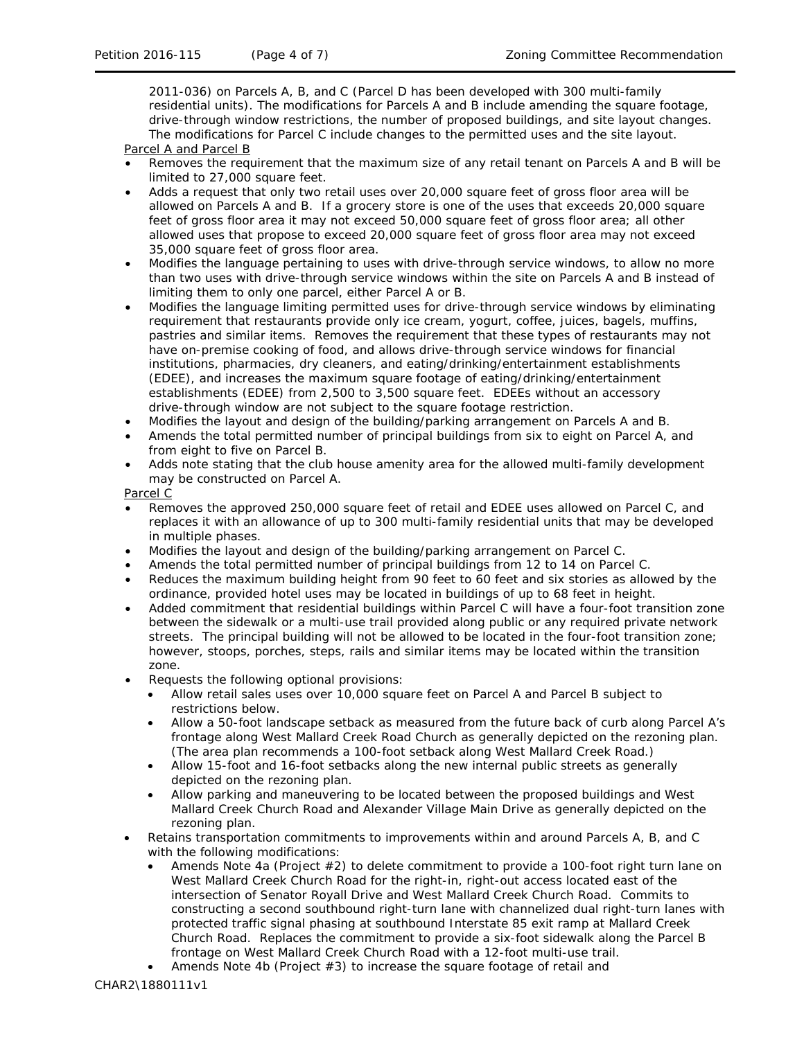2011-036) on Parcels A, B, and C (Parcel D has been developed with 300 multi-family residential units). The modifications for Parcels A and B include amending the square footage, drive-through window restrictions, the number of proposed buildings, and site layout changes. The modifications for Parcel C include changes to the permitted uses and the site layout.

Parcel A and Parcel B

- Removes the requirement that the maximum size of any retail tenant on Parcels A and B will be limited to 27,000 square feet.
- Adds a request that only two retail uses over 20,000 square feet of gross floor area will be allowed on Parcels A and B. If a grocery store is one of the uses that exceeds 20,000 square feet of gross floor area it may not exceed 50,000 square feet of gross floor area; all other allowed uses that propose to exceed 20,000 square feet of gross floor area may not exceed 35,000 square feet of gross floor area.
- Modifies the language pertaining to uses with drive-through service windows, to allow no more than two uses with drive-through service windows within the site on Parcels A and B instead of limiting them to only one parcel, either Parcel A or B.
- Modifies the language limiting permitted uses for drive-through service windows by eliminating requirement that restaurants provide only ice cream, yogurt, coffee, juices, bagels, muffins, pastries and similar items. Removes the requirement that these types of restaurants may not have on-premise cooking of food, and allows drive-through service windows for financial institutions, pharmacies, dry cleaners, and eating/drinking/entertainment establishments (EDEE), and increases the maximum square footage of eating/drinking/entertainment establishments (EDEE) from 2,500 to 3,500 square feet. EDEEs without an accessory drive-through window are not subject to the square footage restriction.
- Modifies the layout and design of the building/parking arrangement on Parcels A and B.
- Amends the total permitted number of principal buildings from six to eight on Parcel A, and from eight to five on Parcel B.
- Adds note stating that the club house amenity area for the allowed multi-family development may be constructed on Parcel A.

Parcel C

- Removes the approved 250,000 square feet of retail and EDEE uses allowed on Parcel C, and replaces it with an allowance of up to 300 multi-family residential units that may be developed in multiple phases.
- Modifies the layout and design of the building/parking arrangement on Parcel C.
- Amends the total permitted number of principal buildings from 12 to 14 on Parcel C.
- Reduces the maximum building height from 90 feet to 60 feet and six stories as allowed by the ordinance, provided hotel uses may be located in buildings of up to 68 feet in height.
- Added commitment that residential buildings within Parcel C will have a four-foot transition zone between the sidewalk or a multi-use trail provided along public or any required private network streets. The principal building will not be allowed to be located in the four-foot transition zone; however, stoops, porches, steps, rails and similar items may be located within the transition zone.
- Requests the following optional provisions:
  - Allow retail sales uses over 10,000 square feet on Parcel A and Parcel B subject to restrictions below.
  - Allow a 50-foot landscape setback as measured from the future back of curb along Parcel A's frontage along West Mallard Creek Road Church as generally depicted on the rezoning plan. (The area plan recommends a 100-foot setback along West Mallard Creek Road.)
  - Allow 15-foot and 16-foot setbacks along the new internal public streets as generally depicted on the rezoning plan.
  - Allow parking and maneuvering to be located between the proposed buildings and West Mallard Creek Church Road and Alexander Village Main Drive as generally depicted on the rezoning plan.
- Retains transportation commitments to improvements within and around Parcels A, B, and C with the following modifications:
  - Amends Note 4a (Project #2) to delete commitment to provide a 100-foot right turn lane on West Mallard Creek Church Road for the right-in, right-out access located east of the intersection of Senator Royall Drive and West Mallard Creek Church Road. Commits to constructing a second southbound right-turn lane with channelized dual right-turn lanes with protected traffic signal phasing at southbound Interstate 85 exit ramp at Mallard Creek Church Road. Replaces the commitment to provide a six-foot sidewalk along the Parcel B frontage on West Mallard Creek Church Road with a 12-foot multi-use trail.
  - Amends Note 4b (Project #3) to increase the square footage of retail and

CHAR2\1880111v1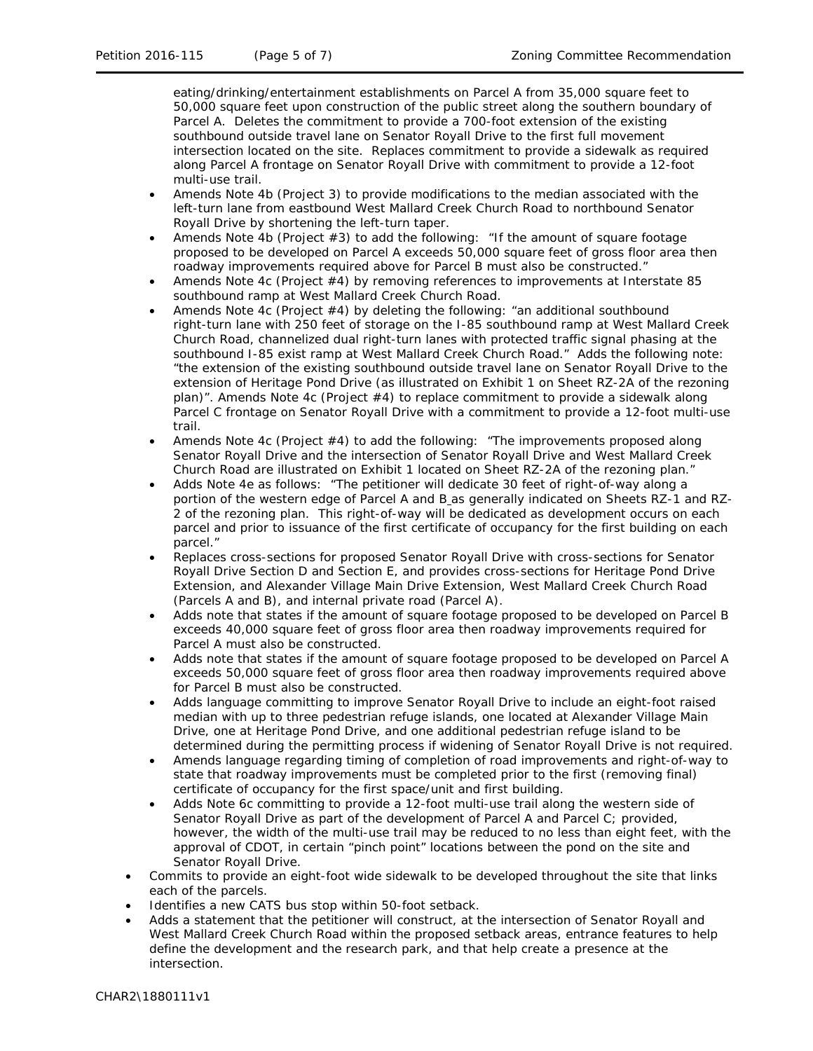eating/drinking/entertainment establishments on Parcel A from 35,000 square feet to 50,000 square feet upon construction of the public street along the southern boundary of Parcel A. Deletes the commitment to provide a 700-foot extension of the existing southbound outside travel lane on Senator Royall Drive to the first full movement intersection located on the site. Replaces commitment to provide a sidewalk as required along Parcel A frontage on Senator Royall Drive with commitment to provide a 12-foot multi-use trail.

- Amends Note 4b (Project 3) to provide modifications to the median associated with the left-turn lane from eastbound West Mallard Creek Church Road to northbound Senator Royall Drive by shortening the left-turn taper.
- Amends Note 4b (Project #3) to add the following: "If the amount of square footage proposed to be developed on Parcel A exceeds 50,000 square feet of gross floor area then roadway improvements required above for Parcel B must also be constructed."
- Amends Note 4c (Project #4) by removing references to improvements at Interstate 85 southbound ramp at West Mallard Creek Church Road.
- Amends Note 4c (Project #4) by deleting the following: "an additional southbound right-turn lane with 250 feet of storage on the I-85 southbound ramp at West Mallard Creek Church Road, channelized dual right-turn lanes with protected traffic signal phasing at the southbound I-85 exist ramp at West Mallard Creek Church Road." Adds the following note: "the extension of the existing southbound outside travel lane on Senator Royall Drive to the extension of Heritage Pond Drive (as illustrated on Exhibit 1 on Sheet RZ-2A of the rezoning plan)". Amends Note 4c (Project #4) to replace commitment to provide a sidewalk along Parcel C frontage on Senator Royall Drive with a commitment to provide a 12-foot multi-use trail.
- Amends Note 4c (Project #4) to add the following: "The improvements proposed along Senator Royall Drive and the intersection of Senator Royall Drive and West Mallard Creek Church Road are illustrated on Exhibit 1 located on Sheet RZ-2A of the rezoning plan."
- Adds Note 4e as follows: "The petitioner will dedicate 30 feet of right-of-way along a portion of the western edge of Parcel A and B as generally indicated on Sheets RZ-1 and RZ-2 of the rezoning plan. This right-of-way will be dedicated as development occurs on each parcel and prior to issuance of the first certificate of occupancy for the first building on each parcel."
- Replaces cross-sections for proposed Senator Royall Drive with cross-sections for Senator Royall Drive Section D and Section E, and provides cross-sections for Heritage Pond Drive Extension, and Alexander Village Main Drive Extension, West Mallard Creek Church Road (Parcels A and B), and internal private road (Parcel A).
- Adds note that states if the amount of square footage proposed to be developed on Parcel B exceeds 40,000 square feet of gross floor area then roadway improvements required for Parcel A must also be constructed.
- Adds note that states if the amount of square footage proposed to be developed on Parcel A exceeds 50,000 square feet of gross floor area then roadway improvements required above for Parcel B must also be constructed.
- Adds language committing to improve Senator Royall Drive to include an eight-foot raised median with up to three pedestrian refuge islands, one located at Alexander Village Main Drive, one at Heritage Pond Drive, and one additional pedestrian refuge island to be determined during the permitting process if widening of Senator Royall Drive is not required.
- Amends language regarding timing of completion of road improvements and right-of-way to state that roadway improvements must be completed prior to the first (removing final) certificate of occupancy for the first space/unit and first building.
- Adds Note 6c committing to provide a 12-foot multi-use trail along the western side of Senator Royall Drive as part of the development of Parcel A and Parcel C; provided, however, the width of the multi-use trail may be reduced to no less than eight feet, with the approval of CDOT, in certain "pinch point" locations between the pond on the site and Senator Royall Drive.

- Commits to provide an eight-foot wide sidewalk to be developed throughout the site that links each of the parcels.
- Identifies a new CATS bus stop within 50-foot setback.
- Adds a statement that the petitioner will construct, at the intersection of Senator Royall and West Mallard Creek Church Road within the proposed setback areas, entrance features to help define the development and the research park, and that help create a presence at the intersection.

CHAR2\1880111v1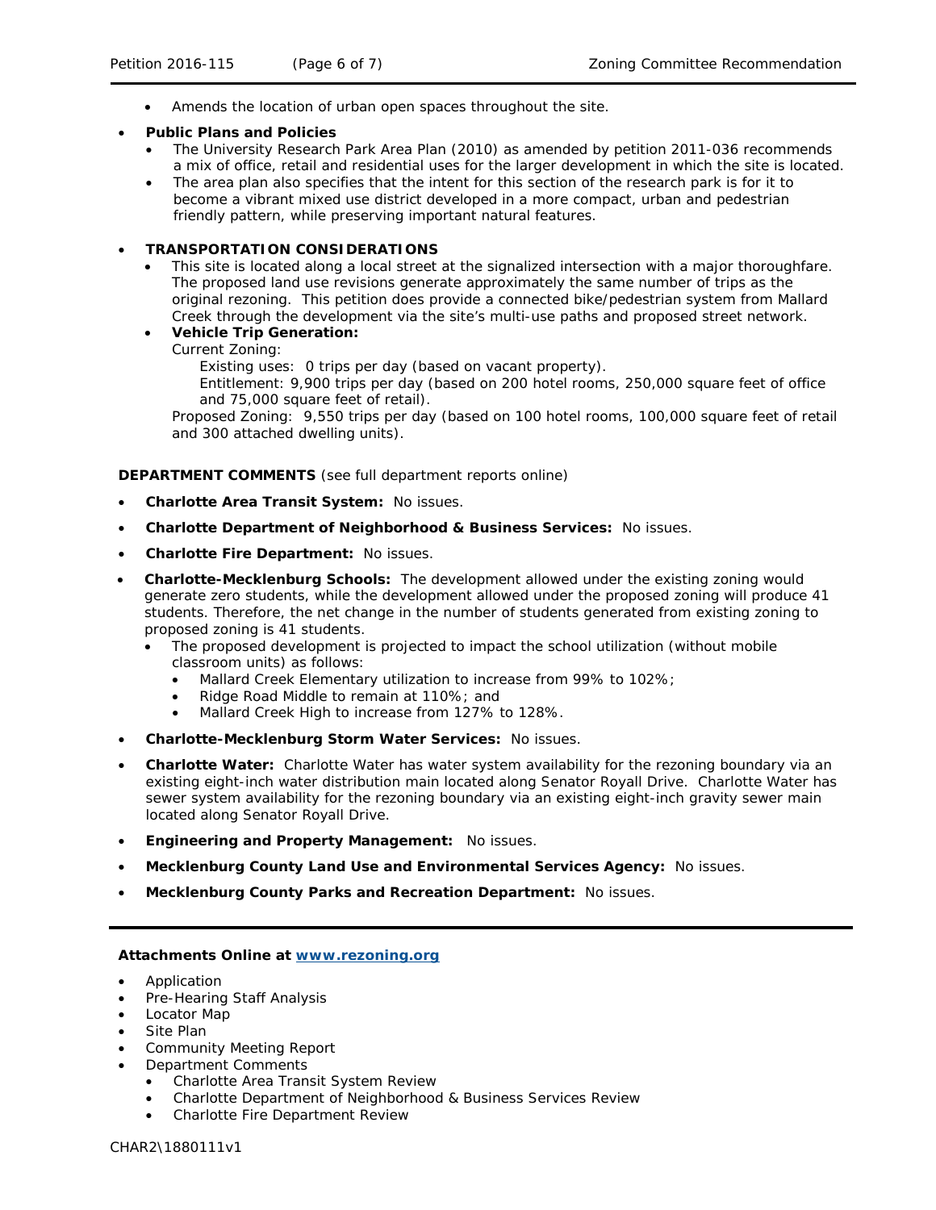- Amends the location of urban open spaces throughout the site.

- **Public Plans and Policies**
  - The University Research Park Area Plan (2010) as amended by petition 2011-036 recommends a mix of office, retail and residential uses for the larger development in which the site is located.
  - The area plan also specifies that the intent for this section of the research park is for it to become a vibrant mixed use district developed in a more compact, urban and pedestrian friendly pattern, while preserving important natural features.

- **TRANSPORTATION CONSIDERATIONS**
  - This site is located along a local street at the signalized intersection with a major thoroughfare. The proposed land use revisions generate approximately the same number of trips as the original rezoning. This petition does provide a connected bike/pedestrian system from Mallard Creek through the development via the site's multi-use paths and proposed street network.
  - **Vehicle Trip Generation:**

    Current Zoning:

    Existing uses: 0 trips per day (based on vacant property).

    Entitlement: 9,900 trips per day (based on 200 hotel rooms, 250,000 square feet of office and 75,000 square feet of retail).

    Proposed Zoning: 9,550 trips per day (based on 100 hotel rooms, 100,000 square feet of retail and 300 attached dwelling units).

**DEPARTMENT COMMENTS** (see full department reports online)

- **Charlotte Area Transit System:** No issues.
- **Charlotte Department of Neighborhood & Business Services:** No issues.
- **Charlotte Fire Department:** No issues.
- **Charlotte-Mecklenburg Schools:** The development allowed under the existing zoning would generate zero students, while the development allowed under the proposed zoning will produce 41 students. Therefore, the net change in the number of students generated from existing zoning to proposed zoning is 41 students.
  - The proposed development is projected to impact the school utilization (without mobile classroom units) as follows:
    - Mallard Creek Elementary utilization to increase from 99% to 102%;
    - Ridge Road Middle to remain at 110%; and
    - Mallard Creek High to increase from 127% to 128%.
- **Charlotte-Mecklenburg Storm Water Services:** No issues.
- **Charlotte Water:** Charlotte Water has water system availability for the rezoning boundary via an existing eight-inch water distribution main located along Senator Royall Drive. Charlotte Water has sewer system availability for the rezoning boundary via an existing eight-inch gravity sewer main located along Senator Royall Drive.
- **Engineering and Property Management:** No issues.
- **Mecklenburg County Land Use and Environmental Services Agency:** No issues.
- **Mecklenburg County Parks and Recreation Department:** No issues.

---

**Attachments Online at [www.rezoning.org](www.rezoning.org)**

- Application
- Pre-Hearing Staff Analysis
- Locator Map
- Site Plan
- Community Meeting Report
- Department Comments
  - Charlotte Area Transit System Review
  - Charlotte Department of Neighborhood & Business Services Review
  - Charlotte Fire Department Review

CHAR2\1880111v1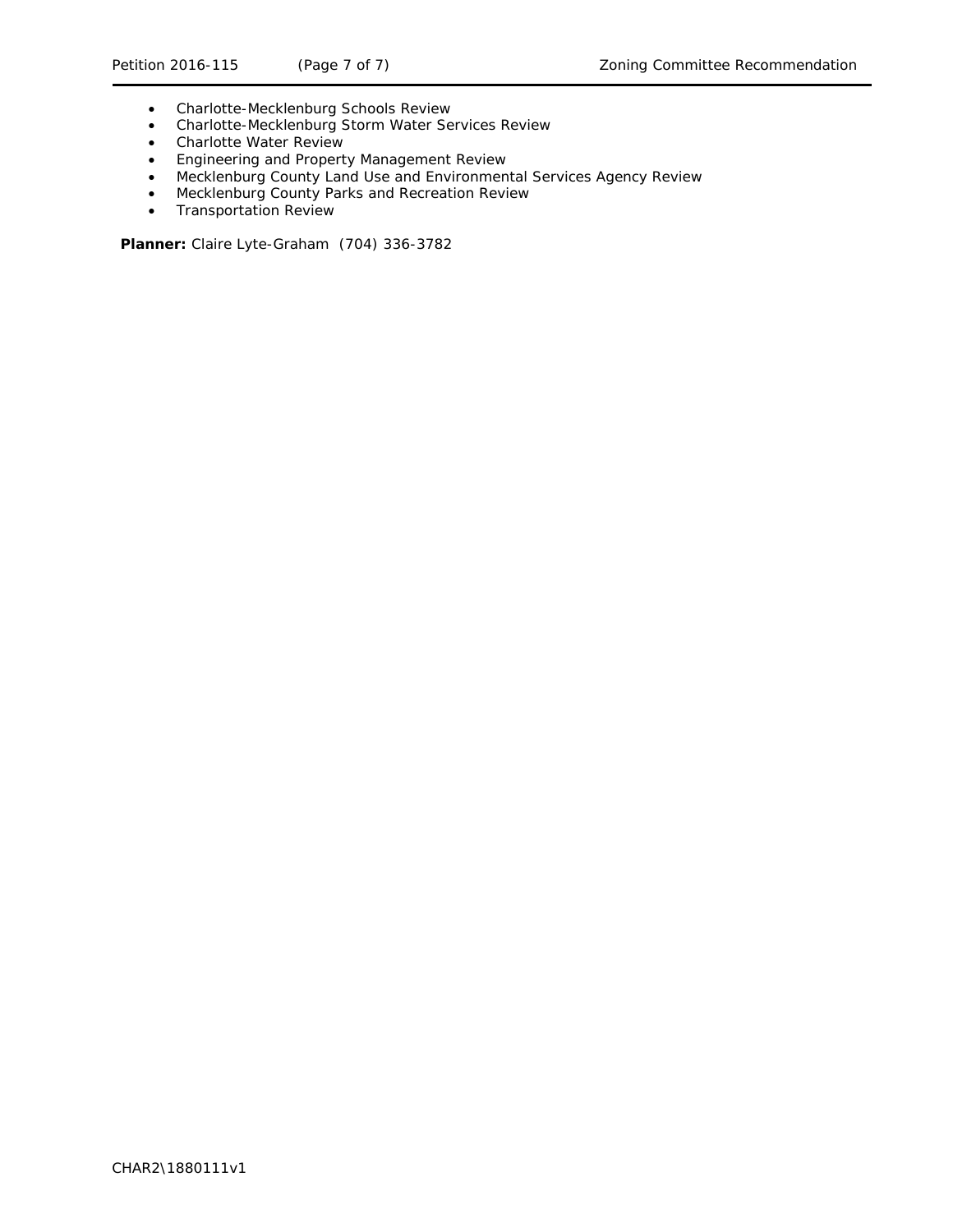- Charlotte-Mecklenburg Schools Review
- Charlotte-Mecklenburg Storm Water Services Review
- Charlotte Water Review
- Engineering and Property Management Review
- Mecklenburg County Land Use and Environmental Services Agency Review
- Mecklenburg County Parks and Recreation Review
- Transportation Review

**Planner:** Claire Lyte-Graham (704) 336-3782

CHAR2\1880111v1